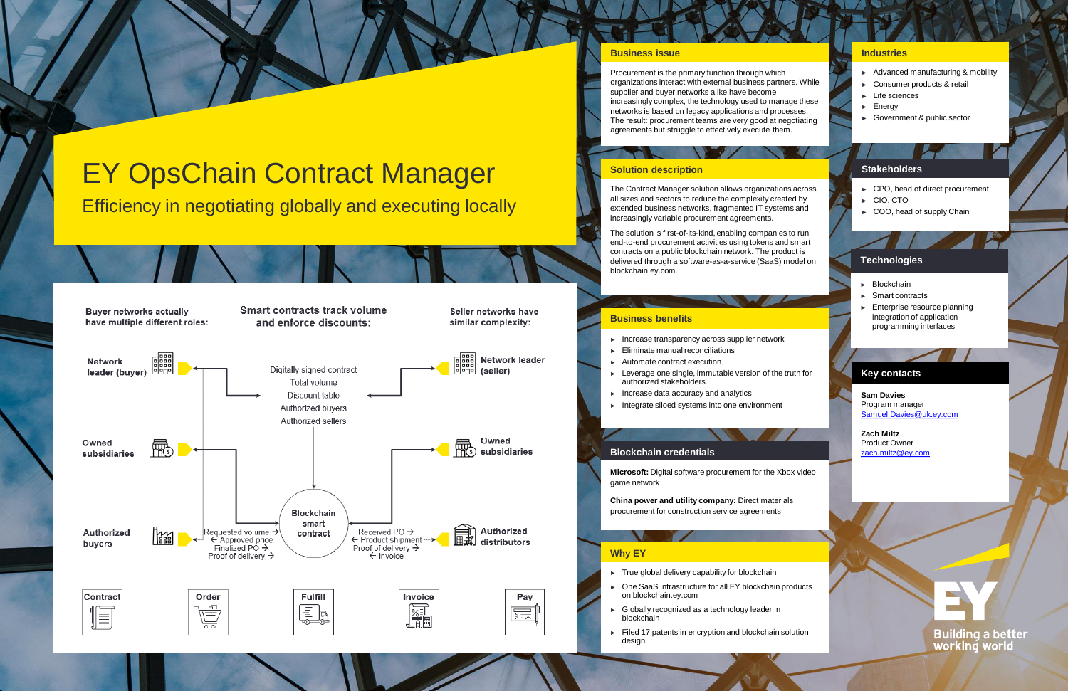# EY OpsChain Contract Manager

## Efficiency in negotiating globally and executing locally

Buyer networks actually have multiple different roles:

Smart contracts track volume and enforce discounts:

Seller networks have similar complexity:

Network leader (buyer)

Digitally signed contract
Total volume
Discount table
Authorized buyers
Authorized sellers

Network leader (seller)

Owned subsidiaries

Owned subsidiaries

Authorized buyers

Requested volume →
← Approved price
Finalized PO →
Proof of delivery →

Blockchain smart contract

Received PO →
← Product shipment
Proof of delivery →
← Invoice

Authorized distributors

Contract | Order | Fulfill | Invoice | Pay

## Business issue

Procurement is the primary function through which organizations interact with external business partners. While supplier and buyer networks alike have become increasingly complex, the technology used to manage these networks is based on legacy applications and processes. The result: procurement teams are very good at negotiating agreements but struggle to effectively execute them.

## Solution description

The Contract Manager solution allows organizations across all sizes and sectors to reduce the complexity created by extended business networks, fragmented IT systems and increasingly variable procurement agreements.

The solution is first-of-its-kind, enabling companies to run end-to-end procurement activities using tokens and smart contracts on a public blockchain network. The product is delivered through a software-as-a-service (SaaS) model on blockchain.ey.com.

## Business benefits

- Increase transparency across supplier network
- Eliminate manual reconciliations
- Automate contract execution
- Leverage one single, immutable version of the truth for authorized stakeholders
- Increase data accuracy and analytics
- Integrate siloed systems into one environment

## Blockchain credentials

**Microsoft:** Digital software procurement for the Xbox video game network

**China power and utility company:** Direct materials procurement for construction service agreements

## Why EY

- True global delivery capability for blockchain
- One SaaS infrastructure for all EY blockchain products on blockchain.ey.com
- Globally recognized as a technology leader in blockchain
- Filed 17 patents in encryption and blockchain solution design

## Industries

- Advanced manufacturing & mobility
- Consumer products & retail
- Life sciences
- Energy
- Government & public sector

## Stakeholders

- CPO, head of direct procurement
- CIO, CTO
- COO, head of supply Chain

## Technologies

- Blockchain
- Smart contracts
- Enterprise resource planning integration of application programming interfaces

## Key contacts

**Sam Davies**
Program manager
Samuel.Davies@uk.ey.com

**Zach Miltz**
Product Owner
zach.miltz@ey.com

EY
Building a better working world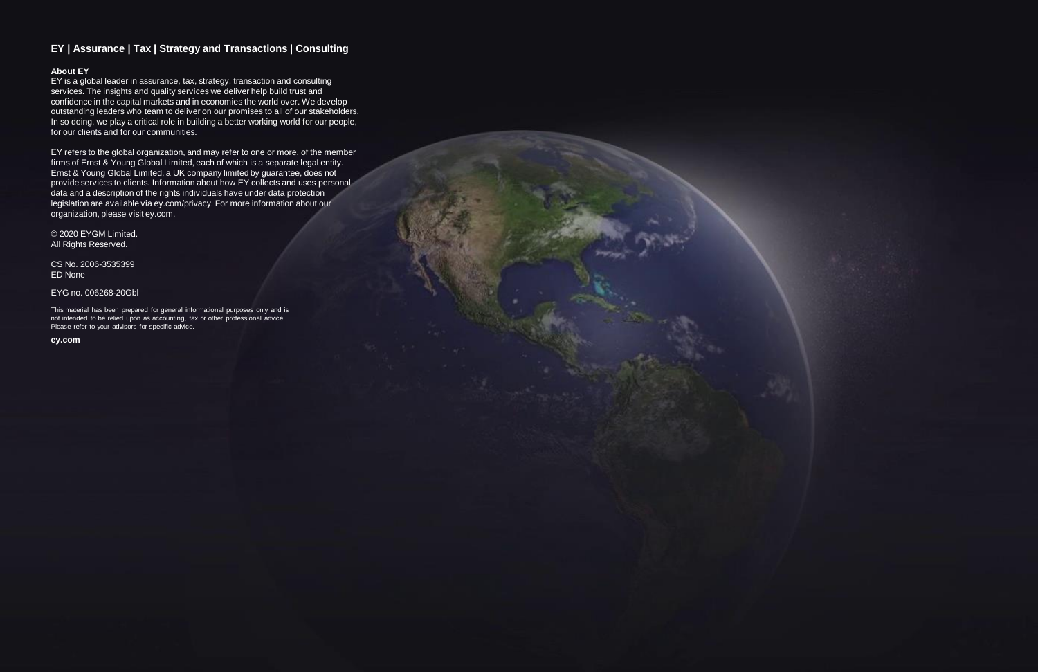**EY | Assurance | Tax | Strategy and Transactions | Consulting**

**About EY**

EY is a global leader in assurance, tax, strategy, transaction and consulting services. The insights and quality services we deliver help build trust and confidence in the capital markets and in economies the world over. We develop outstanding leaders who team to deliver on our promises to all of our stakeholders. In so doing, we play a critical role in building a better working world for our people, for our clients and for our communities.

EY refers to the global organization, and may refer to one or more, of the member firms of Ernst & Young Global Limited, each of which is a separate legal entity. Ernst & Young Global Limited, a UK company limited by guarantee, does not provide services to clients. Information about how EY collects and uses personal data and a description of the rights individuals have under data protection legislation are available via ey.com/privacy. For more information about our organization, please visit ey.com.

© 2020 EYGM Limited.
All Rights Reserved.

CS No. 2006-3535399
ED None

EYG no. 006268-20Gbl

This material has been prepared for general informational purposes only and is not intended to be relied upon as accounting, tax or other professional advice. Please refer to your advisors for specific advice.

**ey.com**